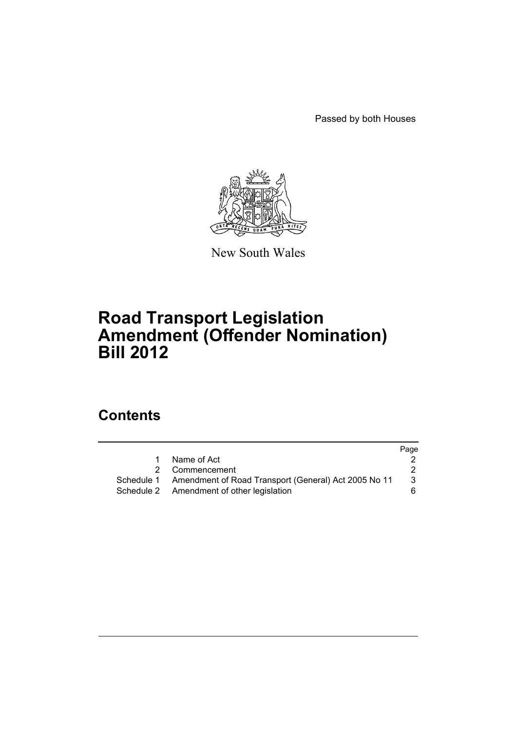Passed by both Houses

New South Wales

# Road Transport Legislation Amendment (Offender Nomination) Bill 2012

## Contents

| | | Page |
|---|---|---|
| 1 | Name of Act | 2 |
| 2 | Commencement | 2 |
| Schedule 1 | Amendment of Road Transport (General) Act 2005 No 11 | 3 |
| Schedule 2 | Amendment of other legislation | 6 |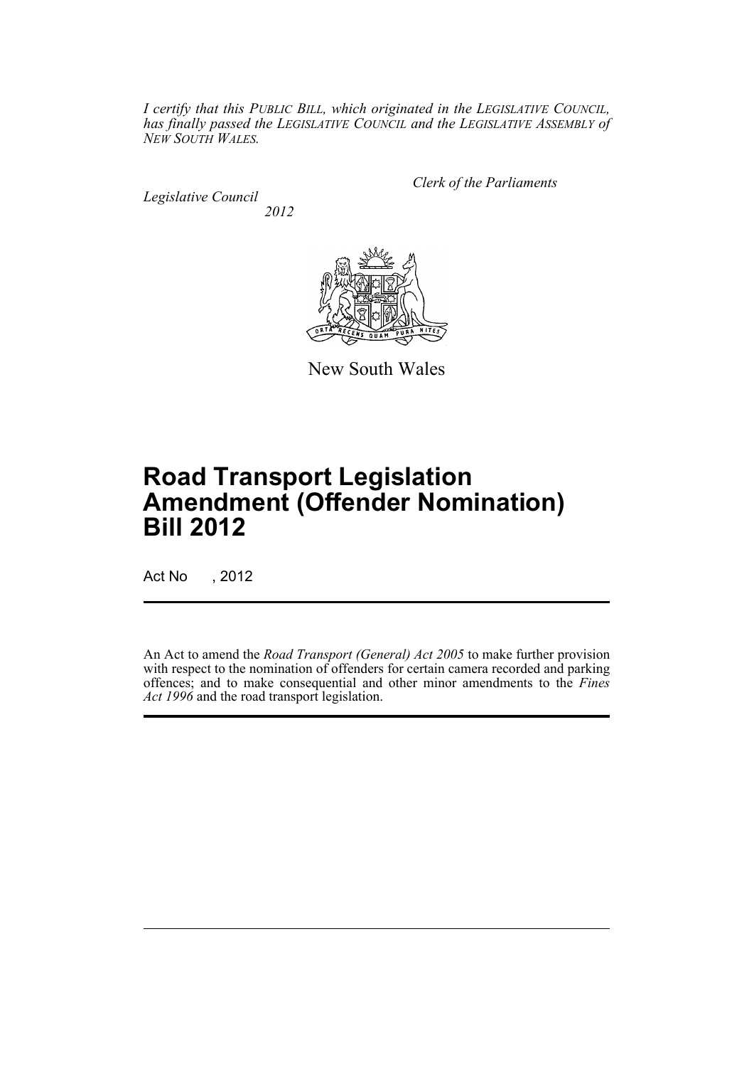*I certify that this PUBLIC BILL, which originated in the LEGISLATIVE COUNCIL, has finally passed the LEGISLATIVE COUNCIL and the LEGISLATIVE ASSEMBLY of NEW SOUTH WALES.*

*Clerk of the Parliaments*

*Legislative Council*

*2012*

New South Wales

# Road Transport Legislation Amendment (Offender Nomination) Bill 2012

Act No , 2012

An Act to amend the *Road Transport (General) Act 2005* to make further provision with respect to the nomination of offenders for certain camera recorded and parking offences; and to make consequential and other minor amendments to the *Fines Act 1996* and the road transport legislation.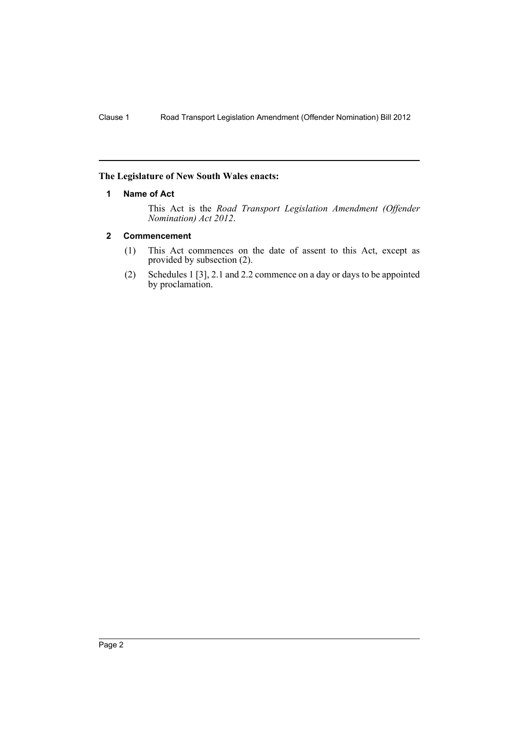**The Legislature of New South Wales enacts:**

### 1 Name of Act

This Act is the *Road Transport Legislation Amendment (Offender Nomination) Act 2012*.

### 2 Commencement

(1) This Act commences on the date of assent to this Act, except as provided by subsection (2).

(2) Schedules 1 [3], 2.1 and 2.2 commence on a day or days to be appointed by proclamation.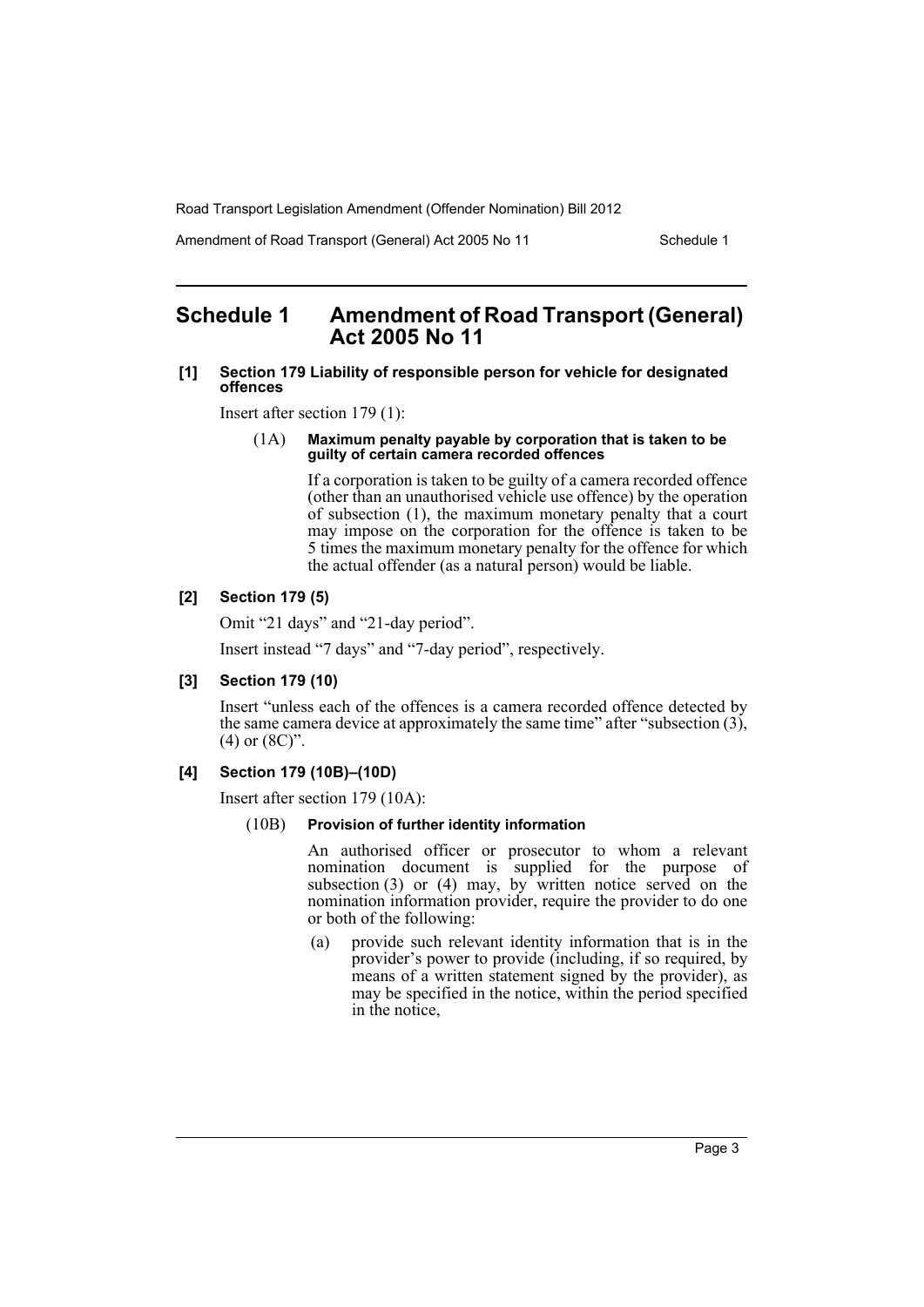## Schedule 1 Amendment of Road Transport (General) Act 2005 No 11

### [1] Section 179 Liability of responsible person for vehicle for designated offences

Insert after section 179 (1):

(1A) **Maximum penalty payable by corporation that is taken to be guilty of certain camera recorded offences**

If a corporation is taken to be guilty of a camera recorded offence (other than an unauthorised vehicle use offence) by the operation of subsection (1), the maximum monetary penalty that a court may impose on the corporation for the offence is taken to be 5 times the maximum monetary penalty for the offence for which the actual offender (as a natural person) would be liable.

### [2] Section 179 (5)

Omit "21 days" and "21-day period".

Insert instead "7 days" and "7-day period", respectively.

### [3] Section 179 (10)

Insert "unless each of the offences is a camera recorded offence detected by the same camera device at approximately the same time" after "subsection (3), (4) or (8C)".

### [4] Section 179 (10B)–(10D)

Insert after section 179 (10A):

(10B) **Provision of further identity information**

An authorised officer or prosecutor to whom a relevant nomination document is supplied for the purpose of subsection (3) or (4) may, by written notice served on the nomination information provider, require the provider to do one or both of the following:

(a) provide such relevant identity information that is in the provider's power to provide (including, if so required, by means of a written statement signed by the provider), as may be specified in the notice, within the period specified in the notice,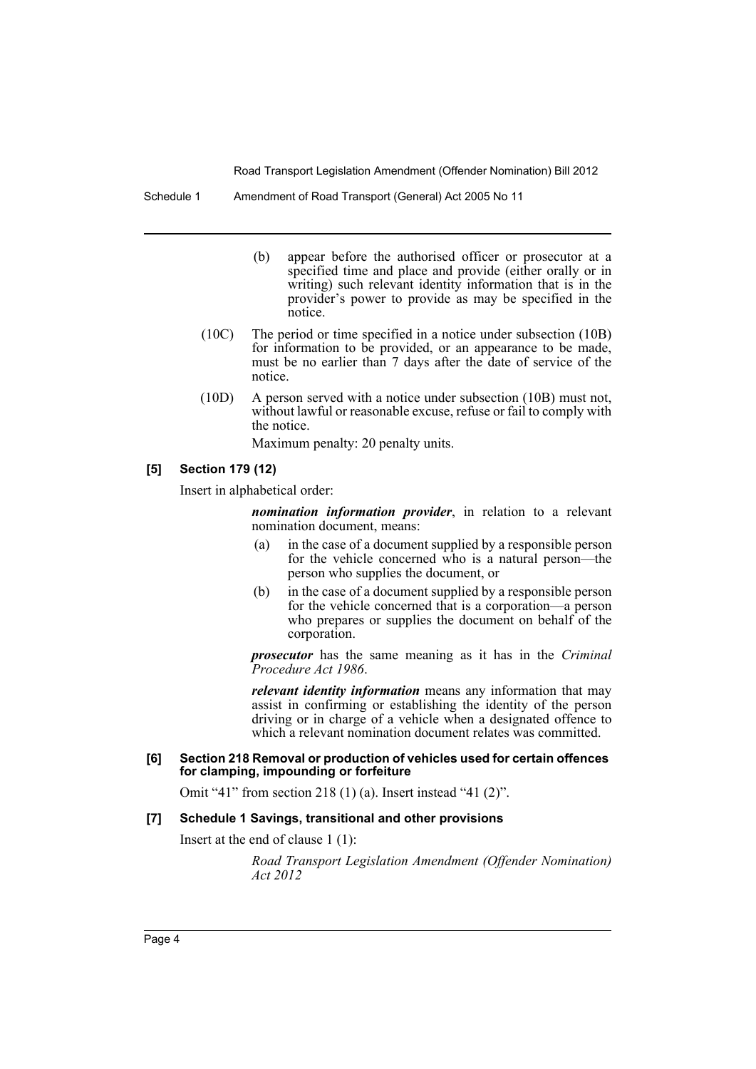(b) appear before the authorised officer or prosecutor at a specified time and place and provide (either orally or in writing) such relevant identity information that is in the provider's power to provide as may be specified in the notice.

(10C) The period or time specified in a notice under subsection (10B) for information to be provided, or an appearance to be made, must be no earlier than 7 days after the date of service of the notice.

(10D) A person served with a notice under subsection (10B) must not, without lawful or reasonable excuse, refuse or fail to comply with the notice.

Maximum penalty: 20 penalty units.

### [5] Section 179 (12)

Insert in alphabetical order:

> ***nomination information provider***, in relation to a relevant nomination document, means:
>
> (a) in the case of a document supplied by a responsible person for the vehicle concerned who is a natural person—the person who supplies the document, or
>
> (b) in the case of a document supplied by a responsible person for the vehicle concerned that is a corporation—a person who prepares or supplies the document on behalf of the corporation.
>
> ***prosecutor*** has the same meaning as it has in the *Criminal Procedure Act 1986*.
>
> ***relevant identity information*** means any information that may assist in confirming or establishing the identity of the person driving or in charge of a vehicle when a designated offence to which a relevant nomination document relates was committed.

### [6] Section 218 Removal or production of vehicles used for certain offences for clamping, impounding or forfeiture

Omit "41" from section 218 (1) (a). Insert instead "41 (2)".

### [7] Schedule 1 Savings, transitional and other provisions

Insert at the end of clause 1 (1):

> *Road Transport Legislation Amendment (Offender Nomination) Act 2012*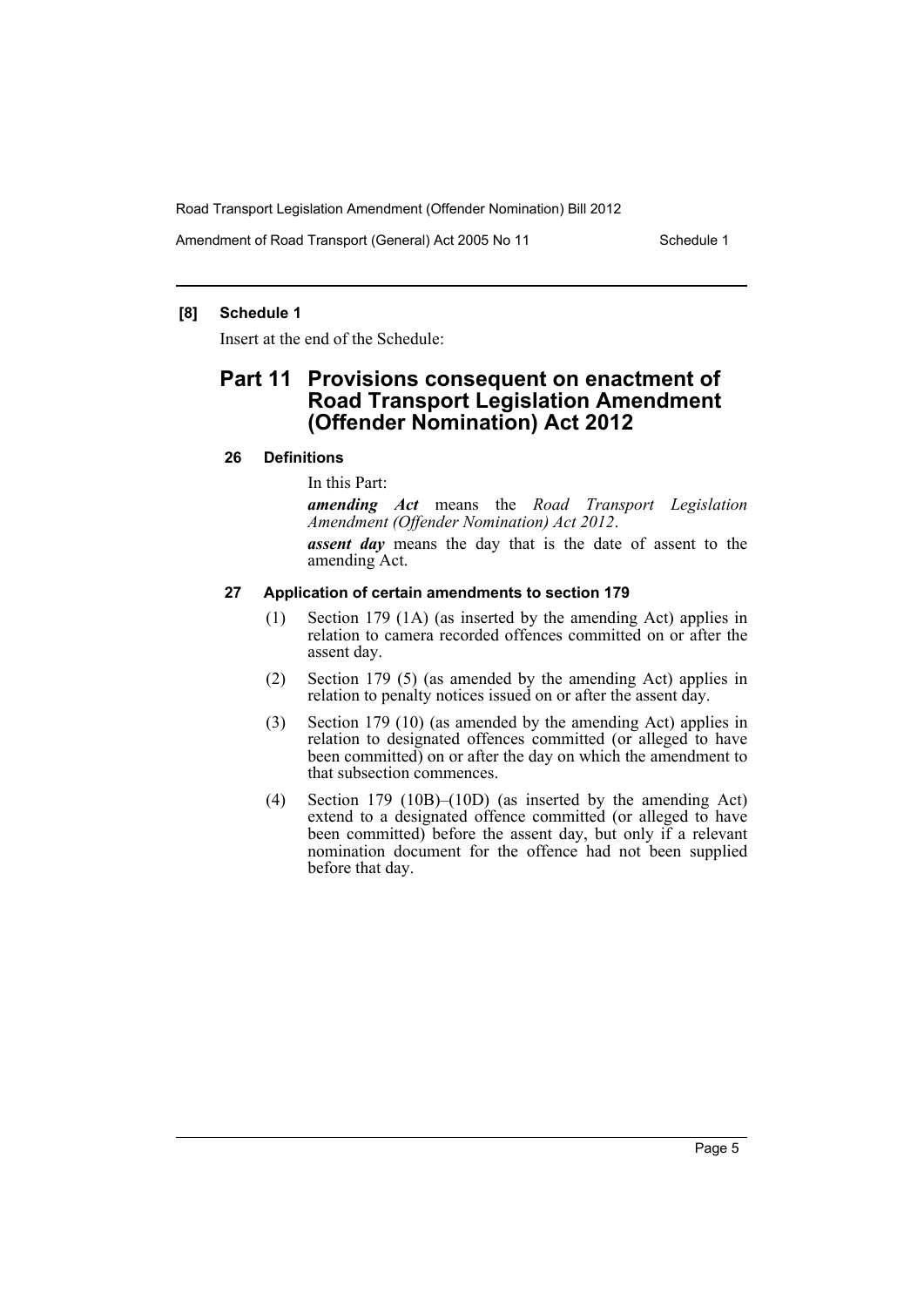**[8] Schedule 1**

Insert at the end of the Schedule:

## Part 11 Provisions consequent on enactment of Road Transport Legislation Amendment (Offender Nomination) Act 2012

### 26 Definitions

In this Part:

***amending Act*** means the *Road Transport Legislation Amendment (Offender Nomination) Act 2012*.

***assent day*** means the day that is the date of assent to the amending Act.

### 27 Application of certain amendments to section 179

(1) Section 179 (1A) (as inserted by the amending Act) applies in relation to camera recorded offences committed on or after the assent day.

(2) Section 179 (5) (as amended by the amending Act) applies in relation to penalty notices issued on or after the assent day.

(3) Section 179 (10) (as amended by the amending Act) applies in relation to designated offences committed (or alleged to have been committed) on or after the day on which the amendment to that subsection commences.

(4) Section 179 (10B)–(10D) (as inserted by the amending Act) extend to a designated offence committed (or alleged to have been committed) before the assent day, but only if a relevant nomination document for the offence had not been supplied before that day.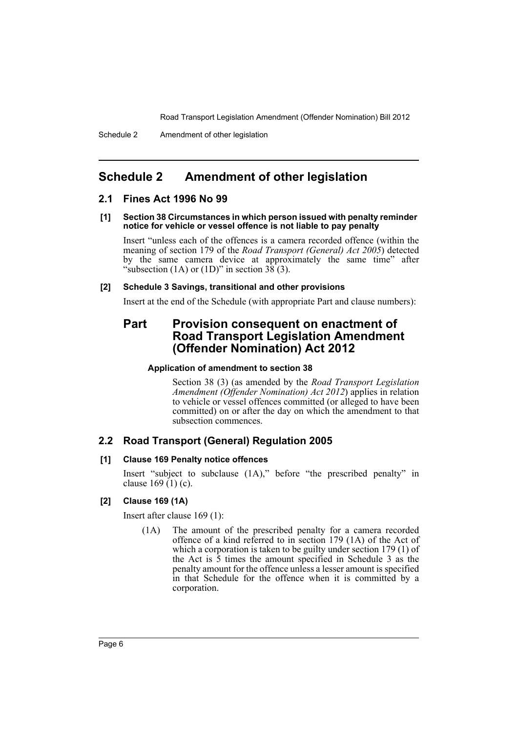# Schedule 2 Amendment of other legislation

## 2.1 Fines Act 1996 No 99

**[1] Section 38 Circumstances in which person issued with penalty reminder notice for vehicle or vessel offence is not liable to pay penalty**

Insert "unless each of the offences is a camera recorded offence (within the meaning of section 179 of the *Road Transport (General) Act 2005*) detected by the same camera device at approximately the same time" after "subsection (1A) or (1D)" in section 38 (3).

**[2] Schedule 3 Savings, transitional and other provisions**

Insert at the end of the Schedule (with appropriate Part and clause numbers):

### Part Provision consequent on enactment of Road Transport Legislation Amendment (Offender Nomination) Act 2012

**Application of amendment to section 38**

Section 38 (3) (as amended by the *Road Transport Legislation Amendment (Offender Nomination) Act 2012*) applies in relation to vehicle or vessel offences committed (or alleged to have been committed) on or after the day on which the amendment to that subsection commences.

## 2.2 Road Transport (General) Regulation 2005

**[1] Clause 169 Penalty notice offences**

Insert "subject to subclause (1A)," before "the prescribed penalty" in clause 169 (1) (c).

**[2] Clause 169 (1A)**

Insert after clause 169 (1):

(1A) The amount of the prescribed penalty for a camera recorded offence of a kind referred to in section 179 (1A) of the Act of which a corporation is taken to be guilty under section 179 (1) of the Act is 5 times the amount specified in Schedule 3 as the penalty amount for the offence unless a lesser amount is specified in that Schedule for the offence when it is committed by a corporation.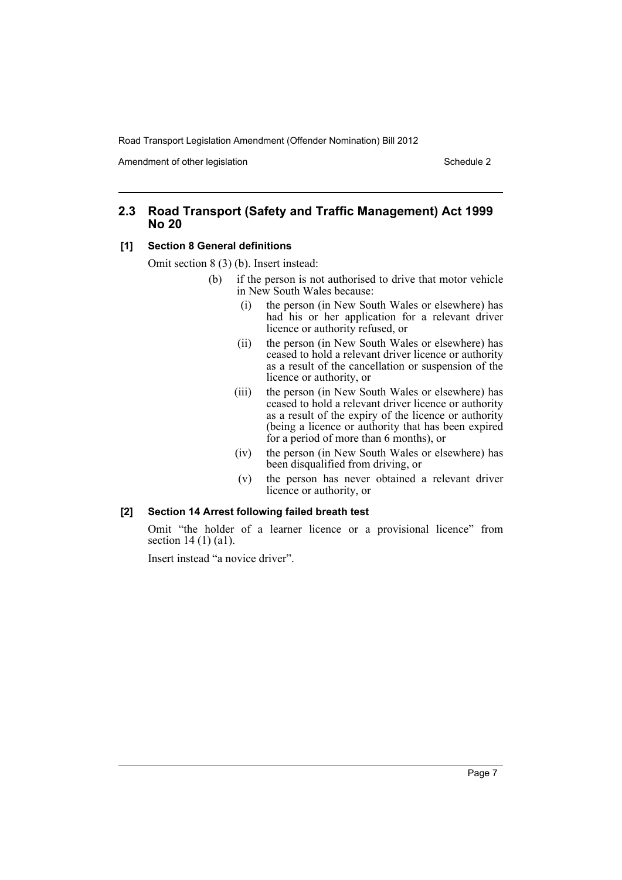## 2.3 Road Transport (Safety and Traffic Management) Act 1999 No 20

**[1] Section 8 General definitions**

Omit section 8 (3) (b). Insert instead:

(b) if the person is not authorised to drive that motor vehicle in New South Wales because:

(i) the person (in New South Wales or elsewhere) has had his or her application for a relevant driver licence or authority refused, or

(ii) the person (in New South Wales or elsewhere) has ceased to hold a relevant driver licence or authority as a result of the cancellation or suspension of the licence or authority, or

(iii) the person (in New South Wales or elsewhere) has ceased to hold a relevant driver licence or authority as a result of the expiry of the licence or authority (being a licence or authority that has been expired for a period of more than 6 months), or

(iv) the person (in New South Wales or elsewhere) has been disqualified from driving, or

(v) the person has never obtained a relevant driver licence or authority, or

**[2] Section 14 Arrest following failed breath test**

Omit "the holder of a learner licence or a provisional licence" from section 14 (1) (a1).

Insert instead "a novice driver".